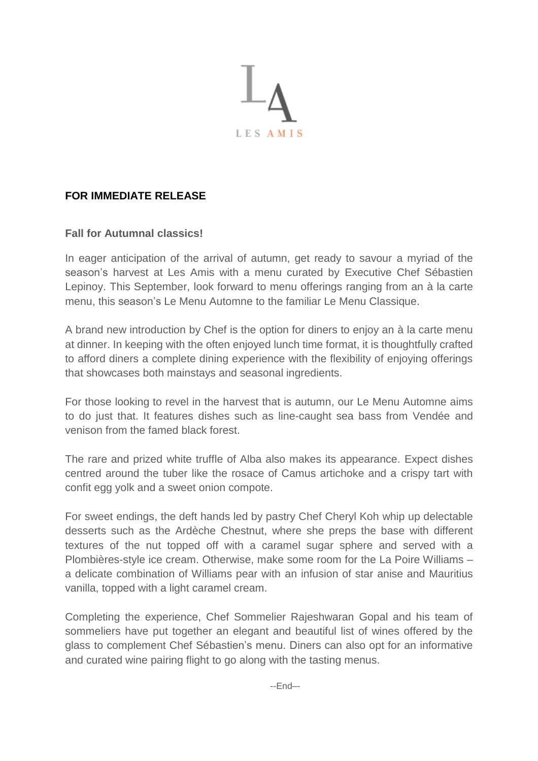LES AMIS

**FOR IMMEDIATE RELEASE**

**Fall for Autumnal classics!**

In eager anticipation of the arrival of autumn, get ready to savour a myriad of the season's harvest at Les Amis with a menu curated by Executive Chef Sébastien Lepinoy. This September, look forward to menu offerings ranging from an à la carte menu, this season's Le Menu Automne to the familiar Le Menu Classique.

A brand new introduction by Chef is the option for diners to enjoy an à la carte menu at dinner. In keeping with the often enjoyed lunch time format, it is thoughtfully crafted to afford diners a complete dining experience with the flexibility of enjoying offerings that showcases both mainstays and seasonal ingredients.

For those looking to revel in the harvest that is autumn, our Le Menu Automne aims to do just that. It features dishes such as line-caught sea bass from Vendée and venison from the famed black forest.

The rare and prized white truffle of Alba also makes its appearance. Expect dishes centred around the tuber like the rosace of Camus artichoke and a crispy tart with confit egg yolk and a sweet onion compote.

For sweet endings, the deft hands led by pastry Chef Cheryl Koh whip up delectable desserts such as the Ardèche Chestnut, where she preps the base with different textures of the nut topped off with a caramel sugar sphere and served with a Plombières-style ice cream. Otherwise, make some room for the La Poire Williams – a delicate combination of Williams pear with an infusion of star anise and Mauritius vanilla, topped with a light caramel cream.

Completing the experience, Chef Sommelier Rajeshwaran Gopal and his team of sommeliers have put together an elegant and beautiful list of wines offered by the glass to complement Chef Sébastien's menu. Diners can also opt for an informative and curated wine pairing flight to go along with the tasting menus.

--End--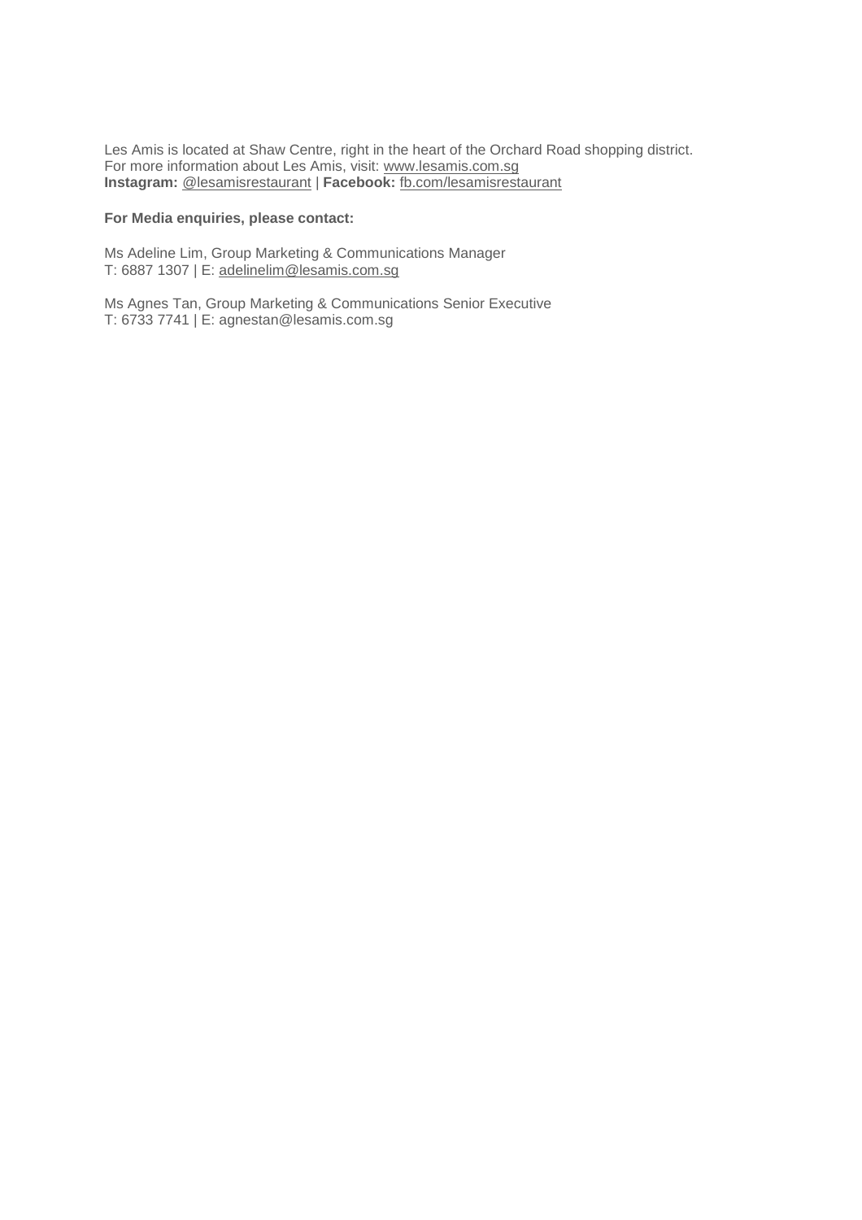Les Amis is located at Shaw Centre, right in the heart of the Orchard Road shopping district.
For more information about Les Amis, visit: www.lesamis.com.sg
**Instagram:** @lesamisrestaurant | **Facebook:** fb.com/lesamisrestaurant

**For Media enquiries, please contact:**

Ms Adeline Lim, Group Marketing & Communications Manager
T: 6887 1307 | E: adelinelim@lesamis.com.sg

Ms Agnes Tan, Group Marketing & Communications Senior Executive
T: 6733 7741 | E: agnestan@lesamis.com.sg